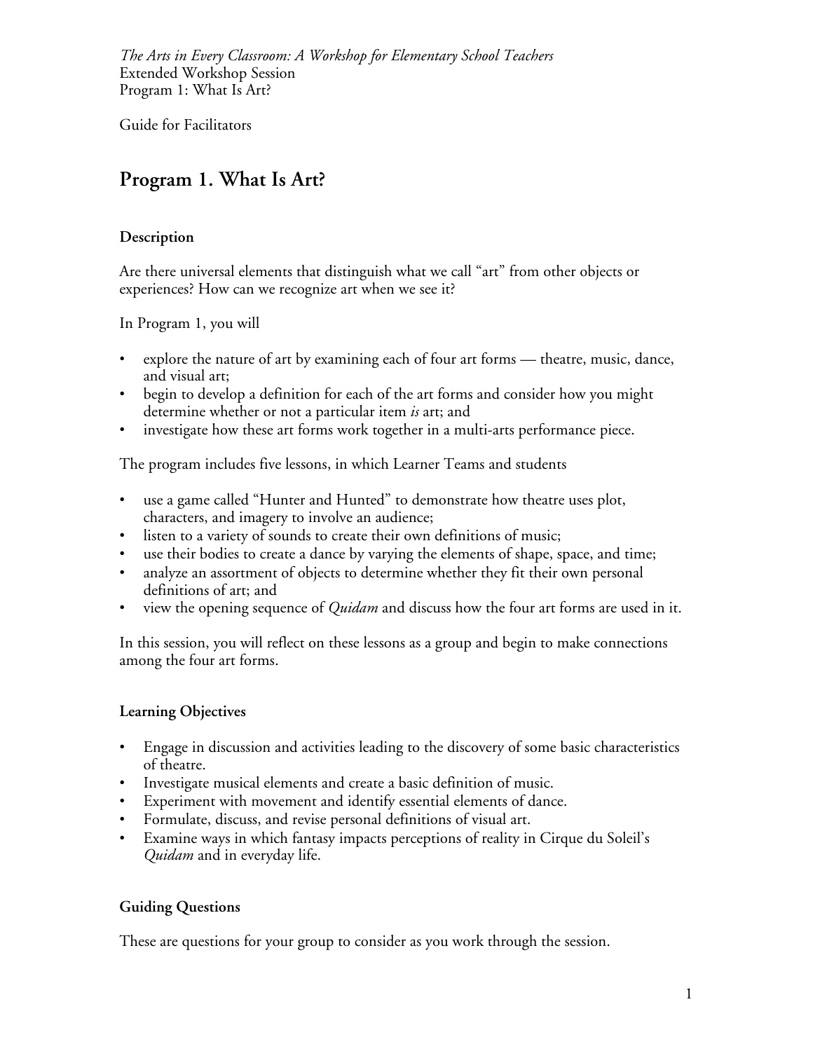*The Arts in Every Classroom: A Workshop for Elementary School Teachers*
Extended Workshop Session
Program 1: What Is Art?

Guide for Facilitators

# Program 1. What Is Art?

### Description

Are there universal elements that distinguish what we call "art" from other objects or experiences? How can we recognize art when we see it?

In Program 1, you will

- explore the nature of art by examining each of four art forms — theatre, music, dance, and visual art;
- begin to develop a definition for each of the art forms and consider how you might determine whether or not a particular item *is* art; and
- investigate how these art forms work together in a multi-arts performance piece.

The program includes five lessons, in which Learner Teams and students

- use a game called "Hunter and Hunted" to demonstrate how theatre uses plot, characters, and imagery to involve an audience;
- listen to a variety of sounds to create their own definitions of music;
- use their bodies to create a dance by varying the elements of shape, space, and time;
- analyze an assortment of objects to determine whether they fit their own personal definitions of art; and
- view the opening sequence of *Quidam* and discuss how the four art forms are used in it.

In this session, you will reflect on these lessons as a group and begin to make connections among the four art forms.

### Learning Objectives

- Engage in discussion and activities leading to the discovery of some basic characteristics of theatre.
- Investigate musical elements and create a basic definition of music.
- Experiment with movement and identify essential elements of dance.
- Formulate, discuss, and revise personal definitions of visual art.
- Examine ways in which fantasy impacts perceptions of reality in Cirque du Soleil's *Quidam* and in everyday life.

### Guiding Questions

These are questions for your group to consider as you work through the session.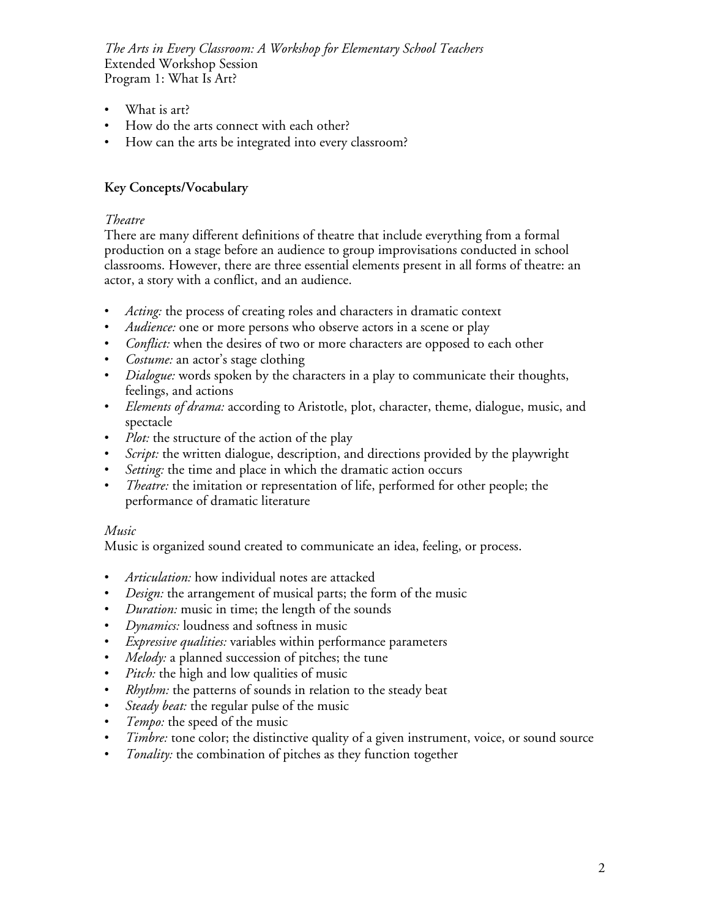- What is art?
- How do the arts connect with each other?
- How can the arts be integrated into every classroom?

**Key Concepts/Vocabulary**

*Theatre*

There are many different definitions of theatre that include everything from a formal production on a stage before an audience to group improvisations conducted in school classrooms. However, there are three essential elements present in all forms of theatre: an actor, a story with a conflict, and an audience.

- *Acting:* the process of creating roles and characters in dramatic context
- *Audience:* one or more persons who observe actors in a scene or play
- *Conflict:* when the desires of two or more characters are opposed to each other
- *Costume:* an actor's stage clothing
- *Dialogue:* words spoken by the characters in a play to communicate their thoughts, feelings, and actions
- *Elements of drama:* according to Aristotle, plot, character, theme, dialogue, music, and spectacle
- *Plot:* the structure of the action of the play
- *Script:* the written dialogue, description, and directions provided by the playwright
- *Setting:* the time and place in which the dramatic action occurs
- *Theatre:* the imitation or representation of life, performed for other people; the performance of dramatic literature

*Music*

Music is organized sound created to communicate an idea, feeling, or process.

- *Articulation:* how individual notes are attacked
- *Design:* the arrangement of musical parts; the form of the music
- *Duration:* music in time; the length of the sounds
- *Dynamics:* loudness and softness in music
- *Expressive qualities:* variables within performance parameters
- *Melody:* a planned succession of pitches; the tune
- *Pitch:* the high and low qualities of music
- *Rhythm:* the patterns of sounds in relation to the steady beat
- *Steady beat:* the regular pulse of the music
- *Tempo:* the speed of the music
- *Timbre:* tone color; the distinctive quality of a given instrument, voice, or sound source
- *Tonality:* the combination of pitches as they function together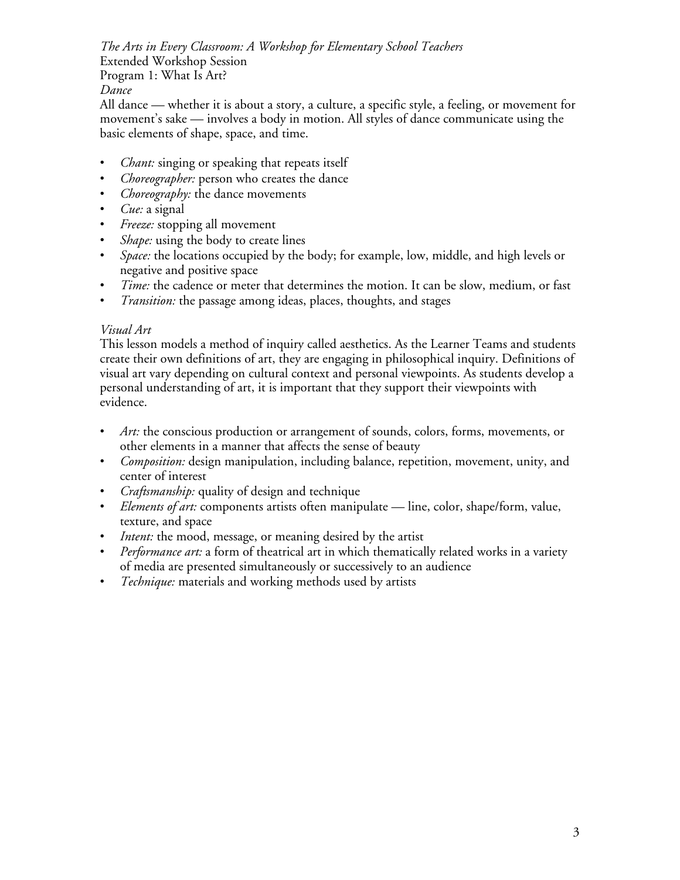*The Arts in Every Classroom: A Workshop for Elementary School Teachers*
Extended Workshop Session
Program 1: What Is Art?

### *Dance*

All dance — whether it is about a story, a culture, a specific style, a feeling, or movement for movement's sake — involves a body in motion. All styles of dance communicate using the basic elements of shape, space, and time.

- *Chant:* singing or speaking that repeats itself
- *Choreographer:* person who creates the dance
- *Choreography:* the dance movements
- *Cue:* a signal
- *Freeze:* stopping all movement
- *Shape:* using the body to create lines
- *Space:* the locations occupied by the body; for example, low, middle, and high levels or negative and positive space
- *Time:* the cadence or meter that determines the motion. It can be slow, medium, or fast
- *Transition:* the passage among ideas, places, thoughts, and stages

### *Visual Art*

This lesson models a method of inquiry called aesthetics. As the Learner Teams and students create their own definitions of art, they are engaging in philosophical inquiry. Definitions of visual art vary depending on cultural context and personal viewpoints. As students develop a personal understanding of art, it is important that they support their viewpoints with evidence.

- *Art:* the conscious production or arrangement of sounds, colors, forms, movements, or other elements in a manner that affects the sense of beauty
- *Composition:* design manipulation, including balance, repetition, movement, unity, and center of interest
- *Craftsmanship:* quality of design and technique
- *Elements of art:* components artists often manipulate — line, color, shape/form, value, texture, and space
- *Intent:* the mood, message, or meaning desired by the artist
- *Performance art:* a form of theatrical art in which thematically related works in a variety of media are presented simultaneously or successively to an audience
- *Technique:* materials and working methods used by artists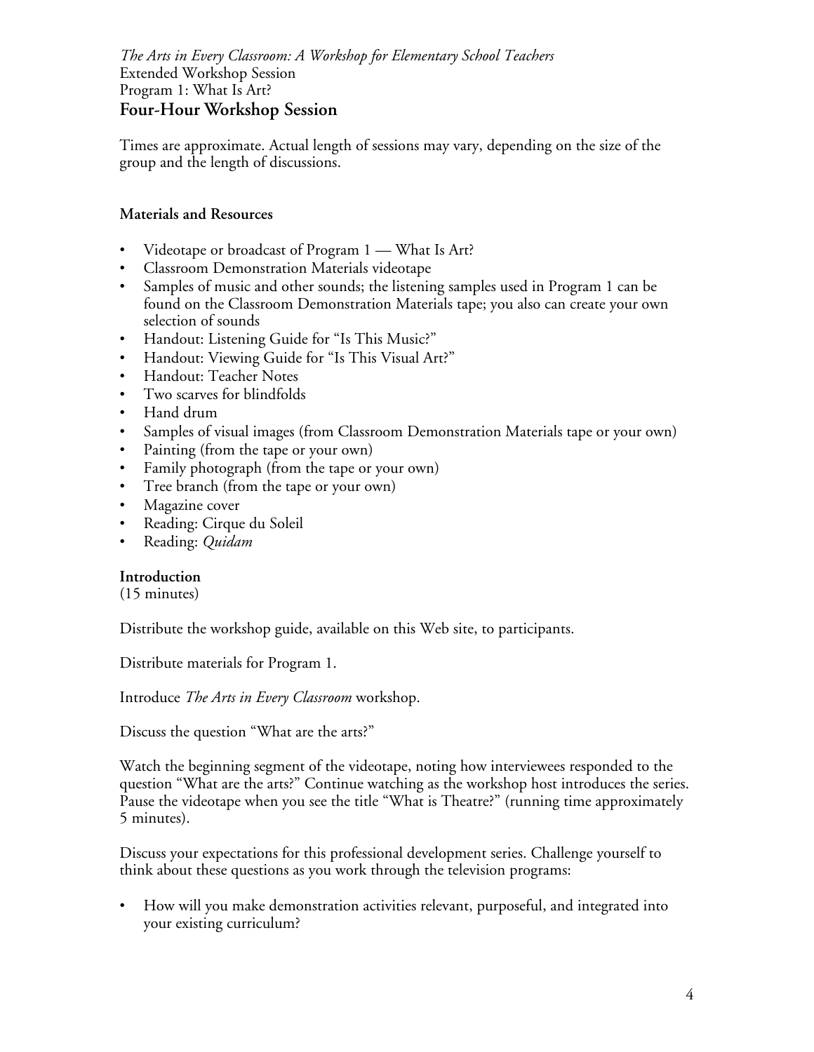*The Arts in Every Classroom: A Workshop for Elementary School Teachers*
Extended Workshop Session
Program 1: What Is Art?

## Four-Hour Workshop Session

Times are approximate. Actual length of sessions may vary, depending on the size of the group and the length of discussions.

**Materials and Resources**

- Videotape or broadcast of Program 1 — What Is Art?
- Classroom Demonstration Materials videotape
- Samples of music and other sounds; the listening samples used in Program 1 can be found on the Classroom Demonstration Materials tape; you also can create your own selection of sounds
- Handout: Listening Guide for "Is This Music?"
- Handout: Viewing Guide for "Is This Visual Art?"
- Handout: Teacher Notes
- Two scarves for blindfolds
- Hand drum
- Samples of visual images (from Classroom Demonstration Materials tape or your own)
- Painting (from the tape or your own)
- Family photograph (from the tape or your own)
- Tree branch (from the tape or your own)
- Magazine cover
- Reading: Cirque du Soleil
- Reading: *Quidam*

**Introduction**
(15 minutes)

Distribute the workshop guide, available on this Web site, to participants.

Distribute materials for Program 1.

Introduce *The Arts in Every Classroom* workshop.

Discuss the question "What are the arts?"

Watch the beginning segment of the videotape, noting how interviewees responded to the question "What are the arts?" Continue watching as the workshop host introduces the series. Pause the videotape when you see the title "What is Theatre?" (running time approximately 5 minutes).

Discuss your expectations for this professional development series. Challenge yourself to think about these questions as you work through the television programs:

- How will you make demonstration activities relevant, purposeful, and integrated into your existing curriculum?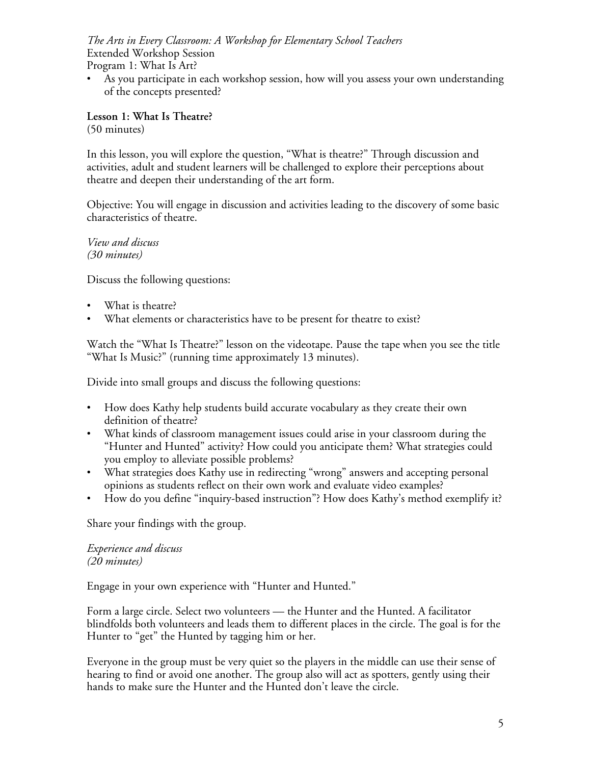- As you participate in each workshop session, how will you assess your own understanding of the concepts presented?

**Lesson 1: What Is Theatre?**
(50 minutes)

In this lesson, you will explore the question, "What is theatre?" Through discussion and activities, adult and student learners will be challenged to explore their perceptions about theatre and deepen their understanding of the art form.

Objective: You will engage in discussion and activities leading to the discovery of some basic characteristics of theatre.

*View and discuss*
*(30 minutes)*

Discuss the following questions:

- What is theatre?
- What elements or characteristics have to be present for theatre to exist?

Watch the "What Is Theatre?" lesson on the videotape. Pause the tape when you see the title "What Is Music?" (running time approximately 13 minutes).

Divide into small groups and discuss the following questions:

- How does Kathy help students build accurate vocabulary as they create their own definition of theatre?
- What kinds of classroom management issues could arise in your classroom during the "Hunter and Hunted" activity? How could you anticipate them? What strategies could you employ to alleviate possible problems?
- What strategies does Kathy use in redirecting "wrong" answers and accepting personal opinions as students reflect on their own work and evaluate video examples?
- How do you define "inquiry-based instruction"? How does Kathy's method exemplify it?

Share your findings with the group.

*Experience and discuss*
*(20 minutes)*

Engage in your own experience with "Hunter and Hunted."

Form a large circle. Select two volunteers — the Hunter and the Hunted. A facilitator blindfolds both volunteers and leads them to different places in the circle. The goal is for the Hunter to "get" the Hunted by tagging him or her.

Everyone in the group must be very quiet so the players in the middle can use their sense of hearing to find or avoid one another. The group also will act as spotters, gently using their hands to make sure the Hunter and the Hunted don't leave the circle.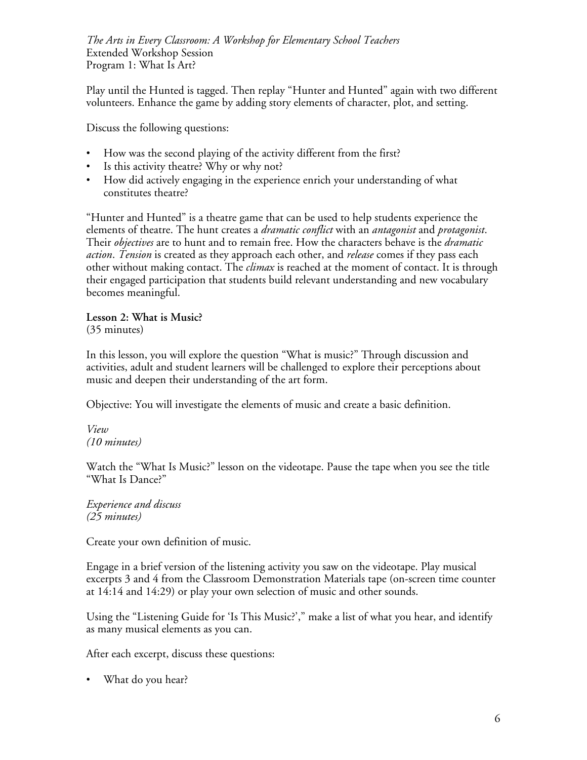Play until the Hunted is tagged. Then replay "Hunter and Hunted" again with two different volunteers. Enhance the game by adding story elements of character, plot, and setting.

Discuss the following questions:

- How was the second playing of the activity different from the first?
- Is this activity theatre? Why or why not?
- How did actively engaging in the experience enrich your understanding of what constitutes theatre?

"Hunter and Hunted" is a theatre game that can be used to help students experience the elements of theatre. The hunt creates a *dramatic conflict* with an *antagonist* and *protagonist*. Their *objectives* are to hunt and to remain free. How the characters behave is the *dramatic action*. *Tension* is created as they approach each other, and *release* comes if they pass each other without making contact. The *climax* is reached at the moment of contact. It is through their engaged participation that students build relevant understanding and new vocabulary becomes meaningful.

**Lesson 2: What is Music?**
(35 minutes)

In this lesson, you will explore the question "What is music?" Through discussion and activities, adult and student learners will be challenged to explore their perceptions about music and deepen their understanding of the art form.

Objective: You will investigate the elements of music and create a basic definition.

*View*
*(10 minutes)*

Watch the "What Is Music?" lesson on the videotape. Pause the tape when you see the title "What Is Dance?"

*Experience and discuss*
*(25 minutes)*

Create your own definition of music.

Engage in a brief version of the listening activity you saw on the videotape. Play musical excerpts 3 and 4 from the Classroom Demonstration Materials tape (on-screen time counter at 14:14 and 14:29) or play your own selection of music and other sounds.

Using the "Listening Guide for 'Is This Music?'," make a list of what you hear, and identify as many musical elements as you can.

After each excerpt, discuss these questions:

- What do you hear?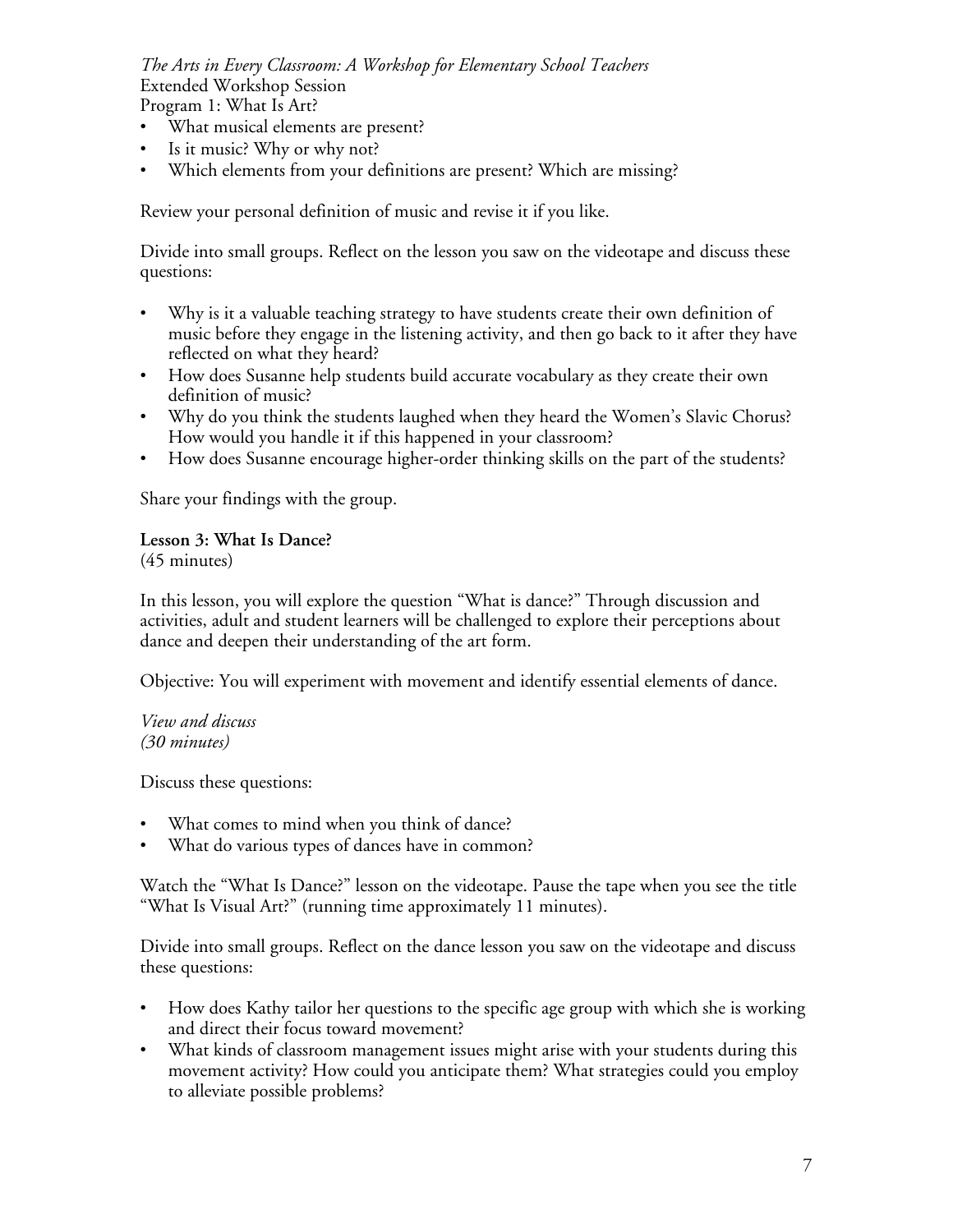- What musical elements are present?
- Is it music? Why or why not?
- Which elements from your definitions are present? Which are missing?

Review your personal definition of music and revise it if you like.

Divide into small groups. Reflect on the lesson you saw on the videotape and discuss these questions:

- Why is it a valuable teaching strategy to have students create their own definition of music before they engage in the listening activity, and then go back to it after they have reflected on what they heard?
- How does Susanne help students build accurate vocabulary as they create their own definition of music?
- Why do you think the students laughed when they heard the Women's Slavic Chorus? How would you handle it if this happened in your classroom?
- How does Susanne encourage higher-order thinking skills on the part of the students?

Share your findings with the group.

**Lesson 3: What Is Dance?**
(45 minutes)

In this lesson, you will explore the question "What is dance?" Through discussion and activities, adult and student learners will be challenged to explore their perceptions about dance and deepen their understanding of the art form.

Objective: You will experiment with movement and identify essential elements of dance.

*View and discuss*
*(30 minutes)*

Discuss these questions:

- What comes to mind when you think of dance?
- What do various types of dances have in common?

Watch the "What Is Dance?" lesson on the videotape. Pause the tape when you see the title "What Is Visual Art?" (running time approximately 11 minutes).

Divide into small groups. Reflect on the dance lesson you saw on the videotape and discuss these questions:

- How does Kathy tailor her questions to the specific age group with which she is working and direct their focus toward movement?
- What kinds of classroom management issues might arise with your students during this movement activity? How could you anticipate them? What strategies could you employ to alleviate possible problems?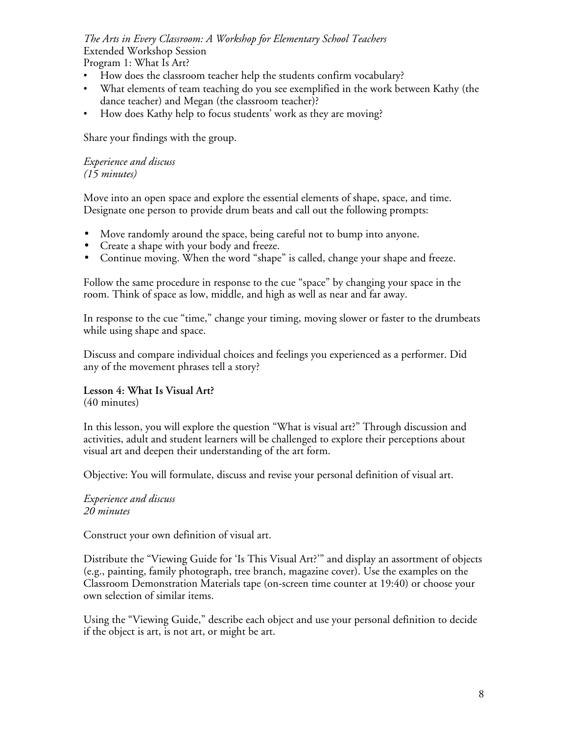- How does the classroom teacher help the students confirm vocabulary?
- What elements of team teaching do you see exemplified in the work between Kathy (the dance teacher) and Megan (the classroom teacher)?
- How does Kathy help to focus students' work as they are moving?

Share your findings with the group.

*Experience and discuss*
*(15 minutes)*

Move into an open space and explore the essential elements of shape, space, and time. Designate one person to provide drum beats and call out the following prompts:

- Move randomly around the space, being careful not to bump into anyone.
- Create a shape with your body and freeze.
- Continue moving. When the word "shape" is called, change your shape and freeze.

Follow the same procedure in response to the cue "space" by changing your space in the room. Think of space as low, middle, and high as well as near and far away.

In response to the cue "time," change your timing, moving slower or faster to the drumbeats while using shape and space.

Discuss and compare individual choices and feelings you experienced as a performer. Did any of the movement phrases tell a story?

**Lesson 4: What Is Visual Art?**
(40 minutes)

In this lesson, you will explore the question "What is visual art?" Through discussion and activities, adult and student learners will be challenged to explore their perceptions about visual art and deepen their understanding of the art form.

Objective: You will formulate, discuss and revise your personal definition of visual art.

*Experience and discuss*
*20 minutes*

Construct your own definition of visual art.

Distribute the "Viewing Guide for 'Is This Visual Art?'" and display an assortment of objects (e.g., painting, family photograph, tree branch, magazine cover). Use the examples on the Classroom Demonstration Materials tape (on-screen time counter at 19:40) or choose your own selection of similar items.

Using the "Viewing Guide," describe each object and use your personal definition to decide if the object is art, is not art, or might be art.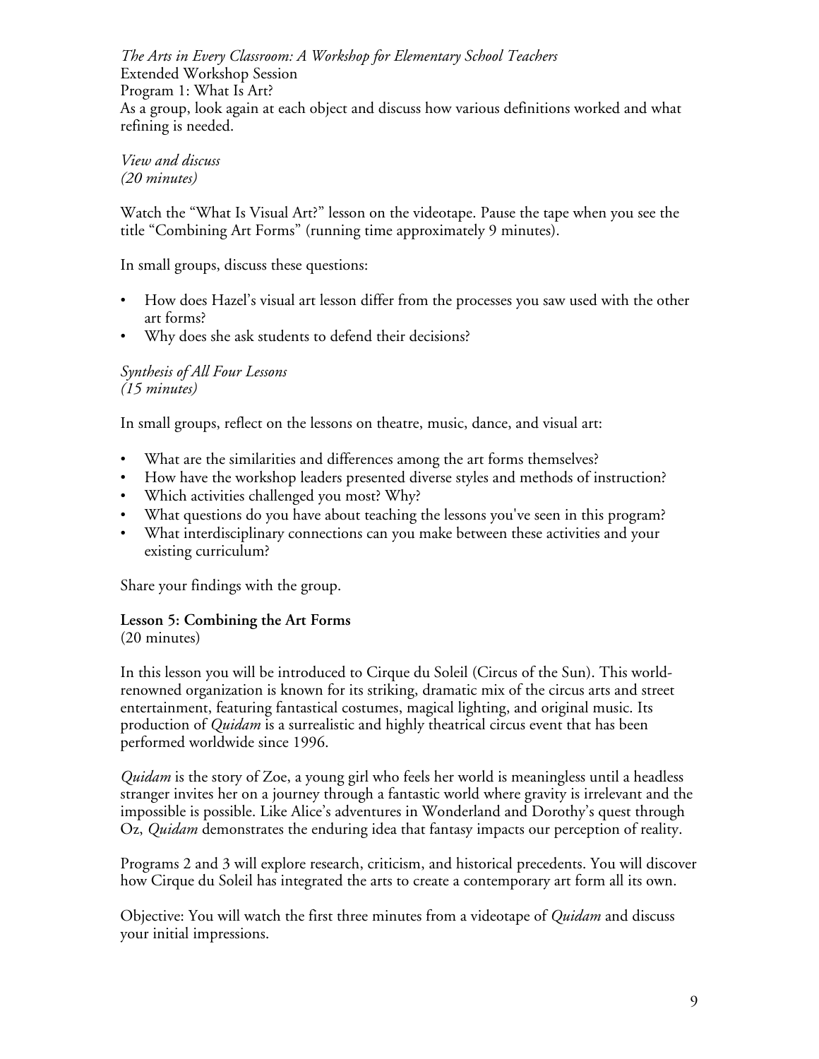*The Arts in Every Classroom: A Workshop for Elementary School Teachers*
Extended Workshop Session
Program 1: What Is Art?

As a group, look again at each object and discuss how various definitions worked and what refining is needed.

*View and discuss*
*(20 minutes)*

Watch the "What Is Visual Art?" lesson on the videotape. Pause the tape when you see the title "Combining Art Forms" (running time approximately 9 minutes).

In small groups, discuss these questions:

- How does Hazel's visual art lesson differ from the processes you saw used with the other art forms?
- Why does she ask students to defend their decisions?

*Synthesis of All Four Lessons*
*(15 minutes)*

In small groups, reflect on the lessons on theatre, music, dance, and visual art:

- What are the similarities and differences among the art forms themselves?
- How have the workshop leaders presented diverse styles and methods of instruction?
- Which activities challenged you most? Why?
- What questions do you have about teaching the lessons you've seen in this program?
- What interdisciplinary connections can you make between these activities and your existing curriculum?

Share your findings with the group.

**Lesson 5: Combining the Art Forms**
(20 minutes)

In this lesson you will be introduced to Cirque du Soleil (Circus of the Sun). This world-renowned organization is known for its striking, dramatic mix of the circus arts and street entertainment, featuring fantastical costumes, magical lighting, and original music. Its production of *Quidam* is a surrealistic and highly theatrical circus event that has been performed worldwide since 1996.

*Quidam* is the story of Zoe, a young girl who feels her world is meaningless until a headless stranger invites her on a journey through a fantastic world where gravity is irrelevant and the impossible is possible. Like Alice's adventures in Wonderland and Dorothy's quest through Oz, *Quidam* demonstrates the enduring idea that fantasy impacts our perception of reality.

Programs 2 and 3 will explore research, criticism, and historical precedents. You will discover how Cirque du Soleil has integrated the arts to create a contemporary art form all its own.

Objective: You will watch the first three minutes from a videotape of *Quidam* and discuss your initial impressions.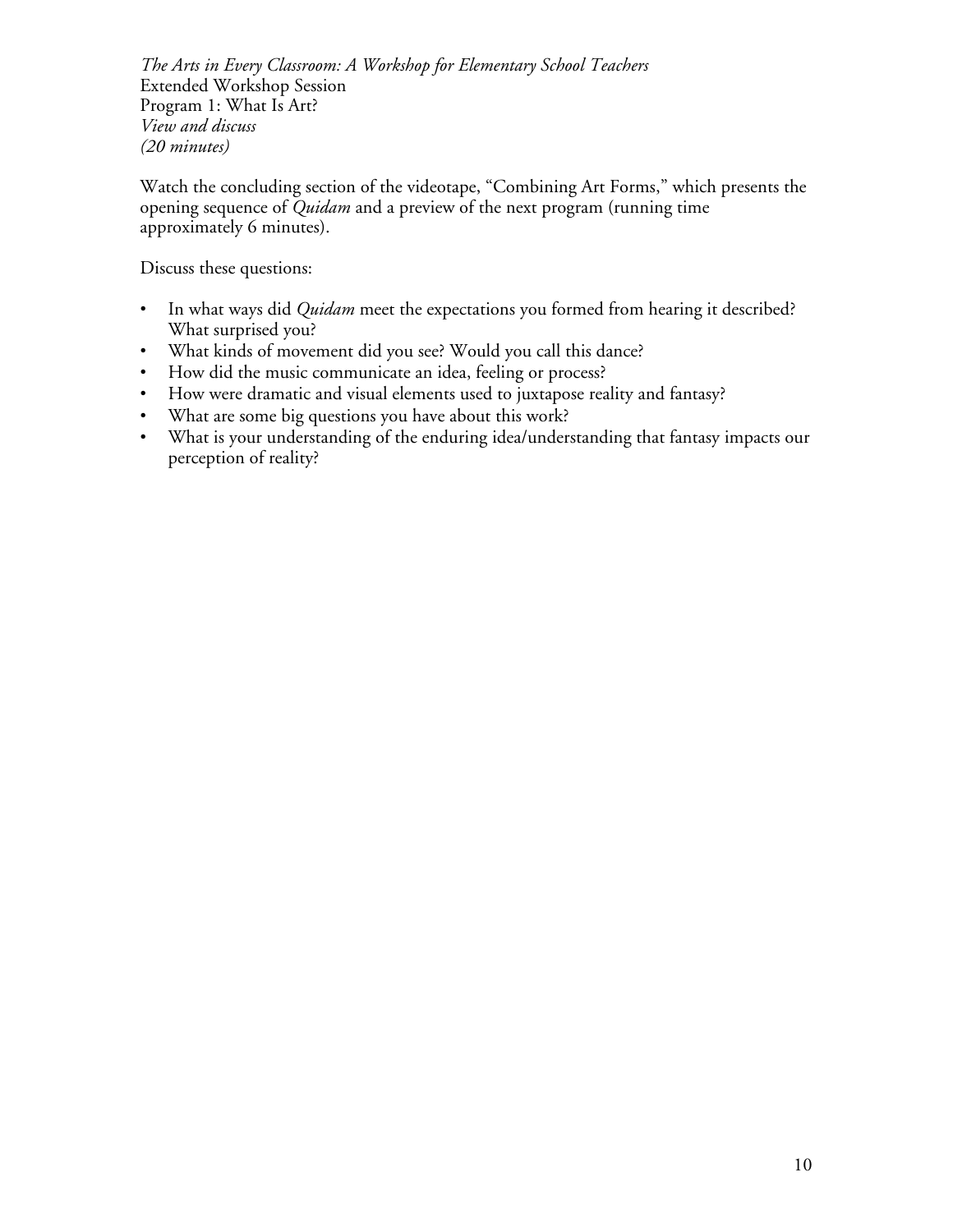*The Arts in Every Classroom: A Workshop for Elementary School Teachers*
Extended Workshop Session
Program 1: What Is Art?
*View and discuss*
*(20 minutes)*

Watch the concluding section of the videotape, "Combining Art Forms," which presents the opening sequence of *Quidam* and a preview of the next program (running time approximately 6 minutes).

Discuss these questions:

- In what ways did *Quidam* meet the expectations you formed from hearing it described? What surprised you?
- What kinds of movement did you see? Would you call this dance?
- How did the music communicate an idea, feeling or process?
- How were dramatic and visual elements used to juxtapose reality and fantasy?
- What are some big questions you have about this work?
- What is your understanding of the enduring idea/understanding that fantasy impacts our perception of reality?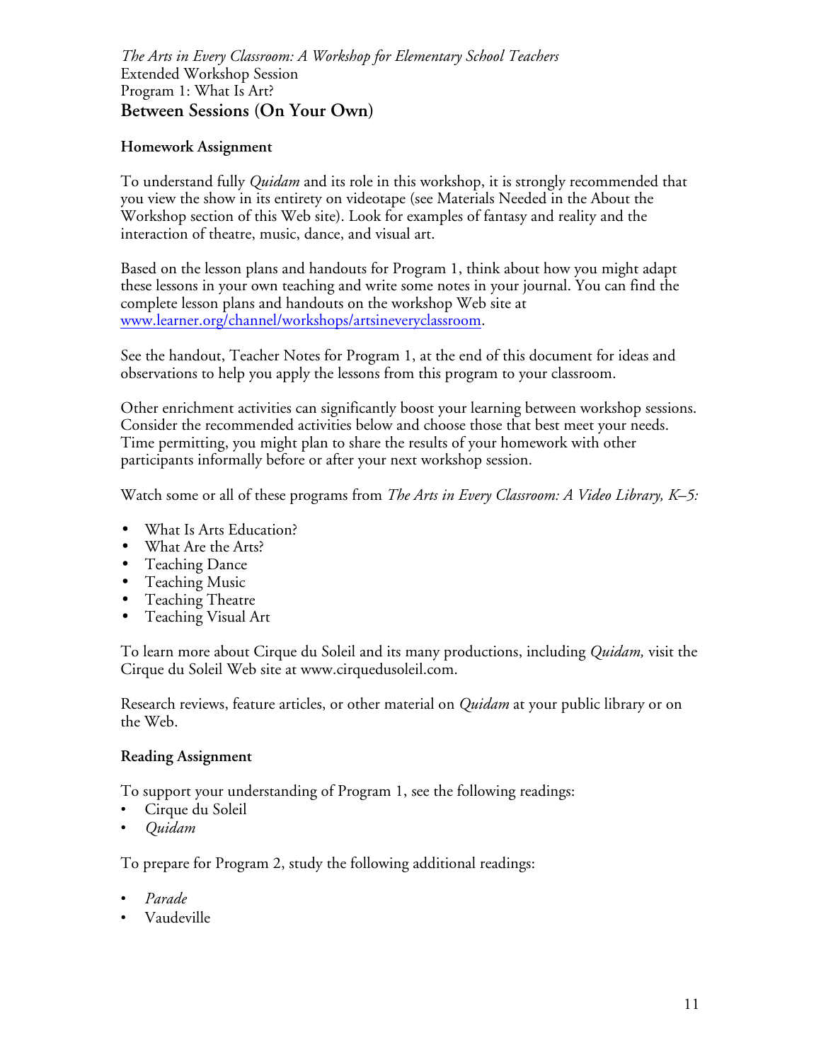*The Arts in Every Classroom: A Workshop for Elementary School Teachers*
Extended Workshop Session
Program 1: What Is Art?

## Between Sessions (On Your Own)

**Homework Assignment**

To understand fully *Quidam* and its role in this workshop, it is strongly recommended that you view the show in its entirety on videotape (see Materials Needed in the About the Workshop section of this Web site). Look for examples of fantasy and reality and the interaction of theatre, music, dance, and visual art.

Based on the lesson plans and handouts for Program 1, think about how you might adapt these lessons in your own teaching and write some notes in your journal. You can find the complete lesson plans and handouts on the workshop Web site at www.learner.org/channel/workshops/artsineveryclassroom.

See the handout, Teacher Notes for Program 1, at the end of this document for ideas and observations to help you apply the lessons from this program to your classroom.

Other enrichment activities can significantly boost your learning between workshop sessions. Consider the recommended activities below and choose those that best meet your needs. Time permitting, you might plan to share the results of your homework with other participants informally before or after your next workshop session.

Watch some or all of these programs from *The Arts in Every Classroom: A Video Library, K–5:*

- What Is Arts Education?
- What Are the Arts?
- Teaching Dance
- Teaching Music
- Teaching Theatre
- Teaching Visual Art

To learn more about Cirque du Soleil and its many productions, including *Quidam,* visit the Cirque du Soleil Web site at www.cirquedusoleil.com.

Research reviews, feature articles, or other material on *Quidam* at your public library or on the Web.

**Reading Assignment**

To support your understanding of Program 1, see the following readings:

- Cirque du Soleil
- *Quidam*

To prepare for Program 2, study the following additional readings:

- *Parade*
- Vaudeville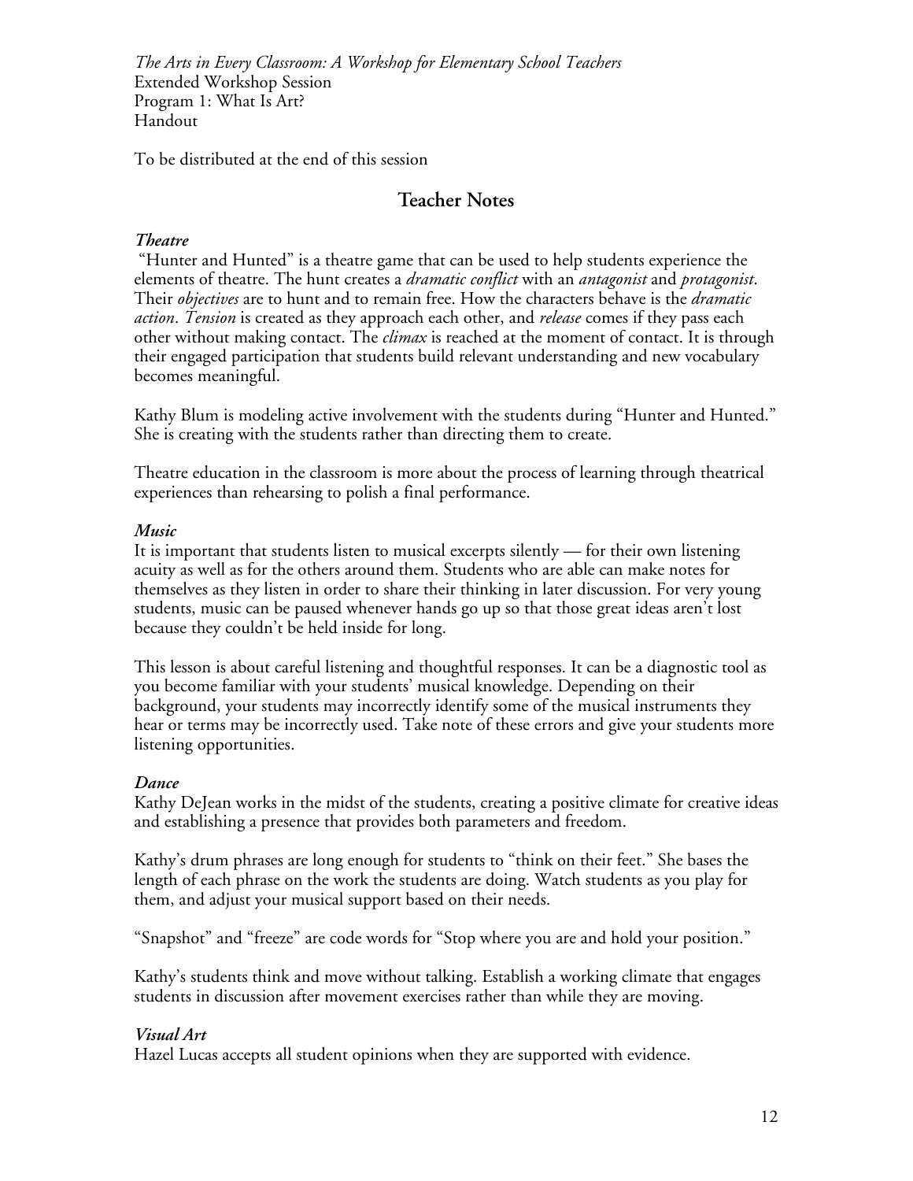*The Arts in Every Classroom: A Workshop for Elementary School Teachers*
Extended Workshop Session
Program 1: What Is Art?
Handout

To be distributed at the end of this session

## Teacher Notes

### *Theatre*

"Hunter and Hunted" is a theatre game that can be used to help students experience the elements of theatre. The hunt creates a *dramatic conflict* with an *antagonist* and *protagonist*. Their *objectives* are to hunt and to remain free. How the characters behave is the *dramatic action*. *Tension* is created as they approach each other, and *release* comes if they pass each other without making contact. The *climax* is reached at the moment of contact. It is through their engaged participation that students build relevant understanding and new vocabulary becomes meaningful.

Kathy Blum is modeling active involvement with the students during "Hunter and Hunted." She is creating with the students rather than directing them to create.

Theatre education in the classroom is more about the process of learning through theatrical experiences than rehearsing to polish a final performance.

### *Music*

It is important that students listen to musical excerpts silently — for their own listening acuity as well as for the others around them. Students who are able can make notes for themselves as they listen in order to share their thinking in later discussion. For very young students, music can be paused whenever hands go up so that those great ideas aren't lost because they couldn't be held inside for long.

This lesson is about careful listening and thoughtful responses. It can be a diagnostic tool as you become familiar with your students' musical knowledge. Depending on their background, your students may incorrectly identify some of the musical instruments they hear or terms may be incorrectly used. Take note of these errors and give your students more listening opportunities.

### *Dance*

Kathy DeJean works in the midst of the students, creating a positive climate for creative ideas and establishing a presence that provides both parameters and freedom.

Kathy's drum phrases are long enough for students to "think on their feet." She bases the length of each phrase on the work the students are doing. Watch students as you play for them, and adjust your musical support based on their needs.

"Snapshot" and "freeze" are code words for "Stop where you are and hold your position."

Kathy's students think and move without talking. Establish a working climate that engages students in discussion after movement exercises rather than while they are moving.

### *Visual Art*

Hazel Lucas accepts all student opinions when they are supported with evidence.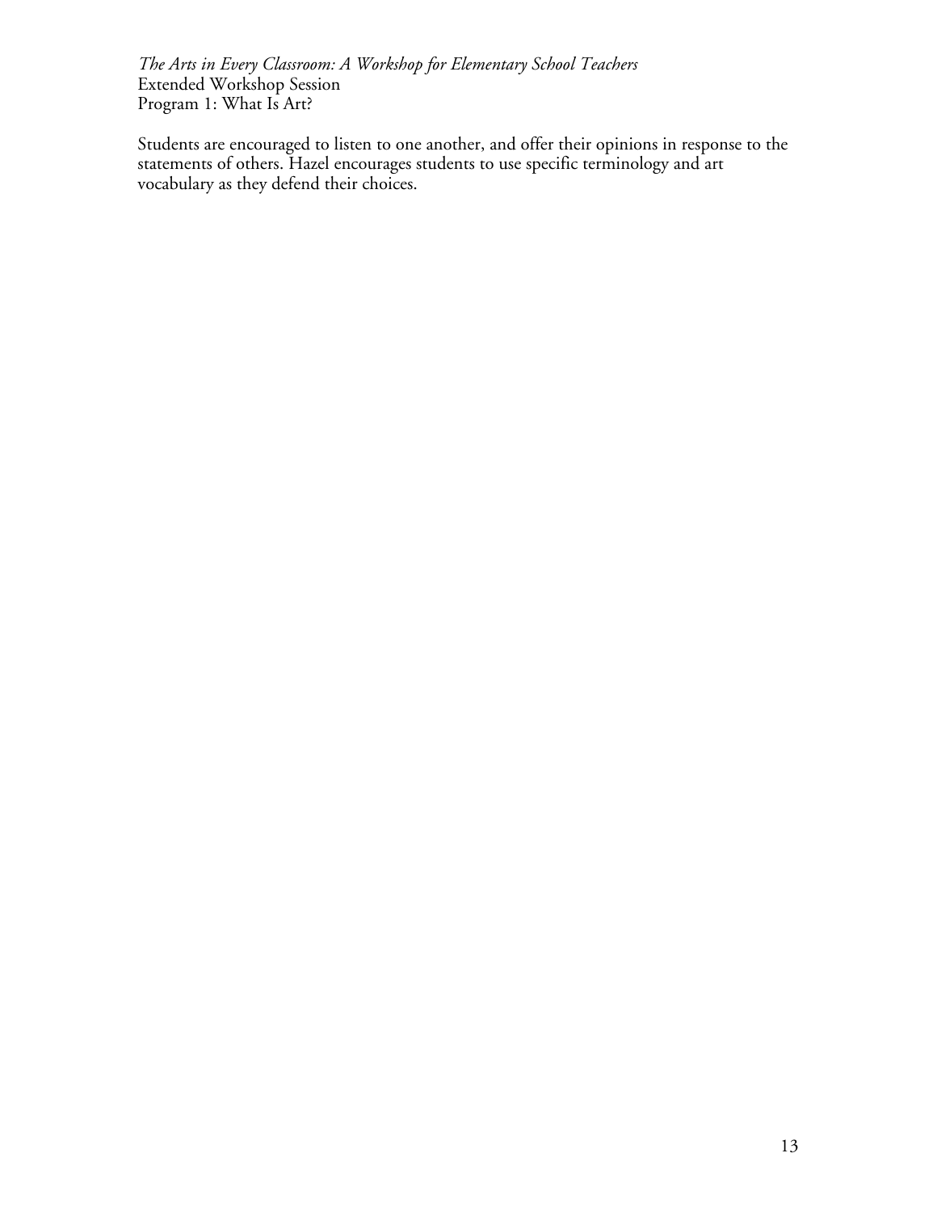Students are encouraged to listen to one another, and offer their opinions in response to the statements of others. Hazel encourages students to use specific terminology and art vocabulary as they defend their choices.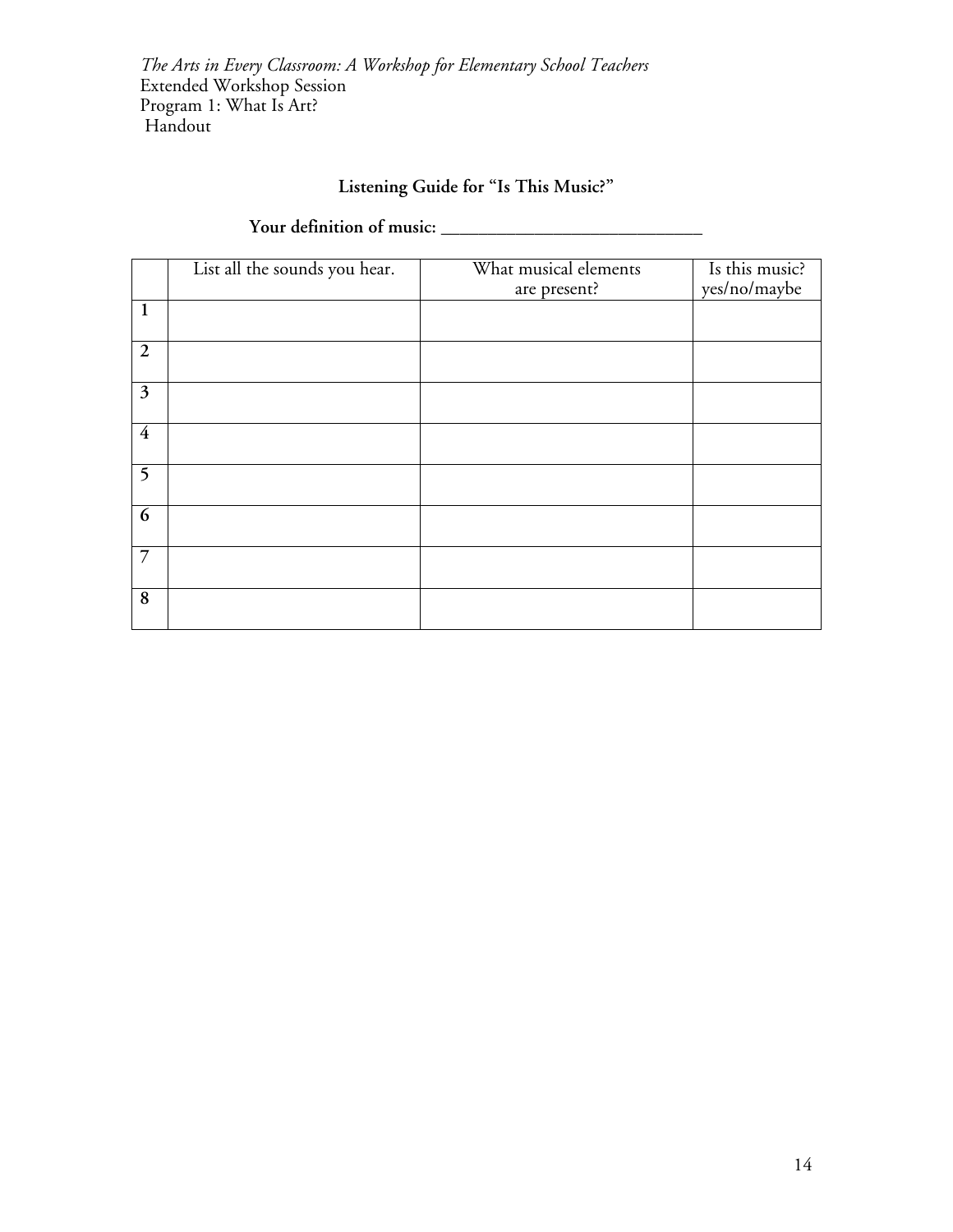*The Arts in Every Classroom: A Workshop for Elementary School Teachers*
Extended Workshop Session
Program 1: What Is Art?
Handout

## Listening Guide for "Is This Music?"

**Your definition of music: ___________________________**

| | List all the sounds you hear. | What musical elements are present? | Is this music? yes/no/maybe |
|---|---|---|---|
| **1** | | | |
| **2** | | | |
| **3** | | | |
| **4** | | | |
| **5** | | | |
| **6** | | | |
| **7** | | | |
| **8** | | | |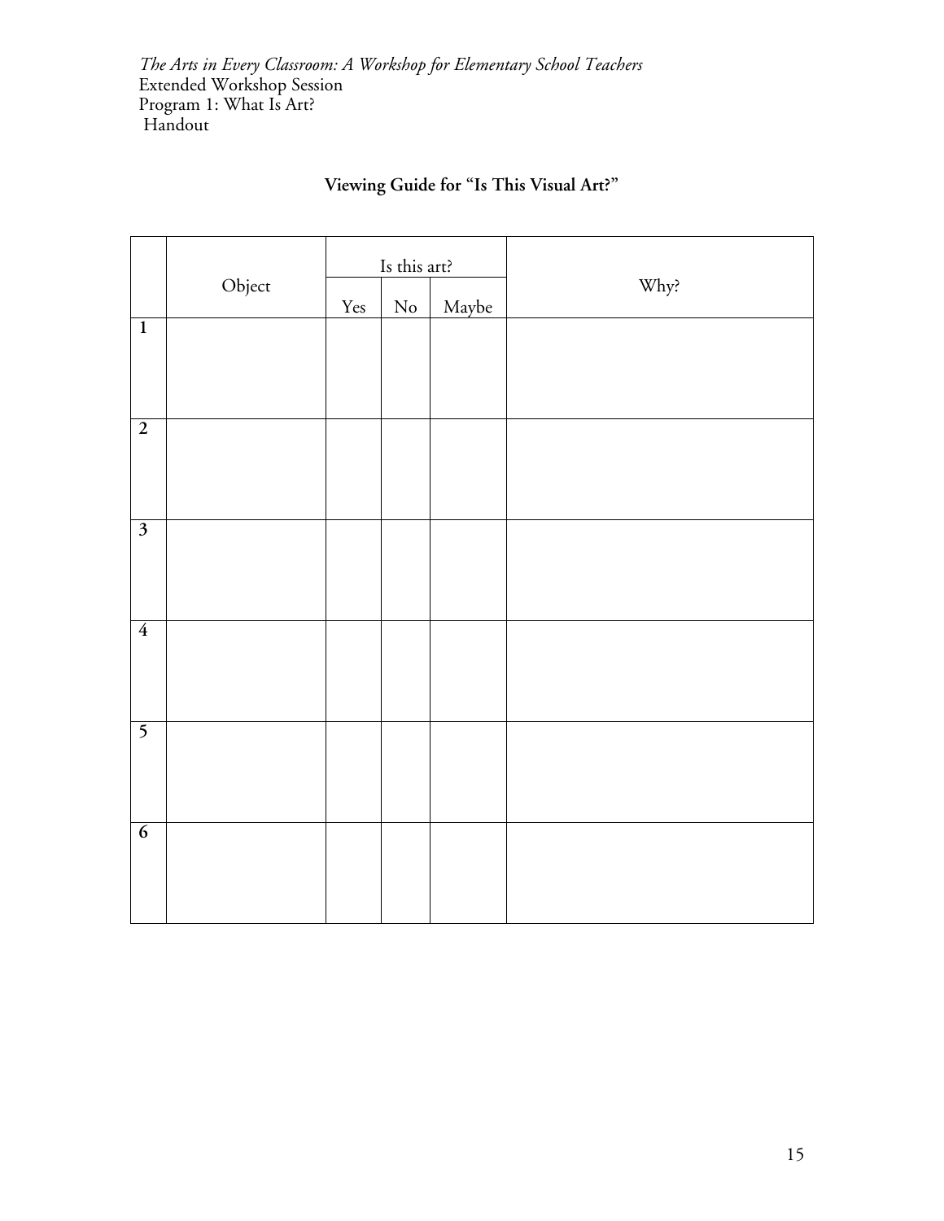*The Arts in Every Classroom: A Workshop for Elementary School Teachers*
Extended Workshop Session
Program 1: What Is Art?
Handout

## Viewing Guide for "Is This Visual Art?"

| | Object | Is this art? | | | Why? |
|---|---|---|---|---|---|
| | | Yes | No | Maybe | |
| 1 | | | | | |
| 2 | | | | | |
| 3 | | | | | |
| 4 | | | | | |
| 5 | | | | | |
| 6 | | | | | |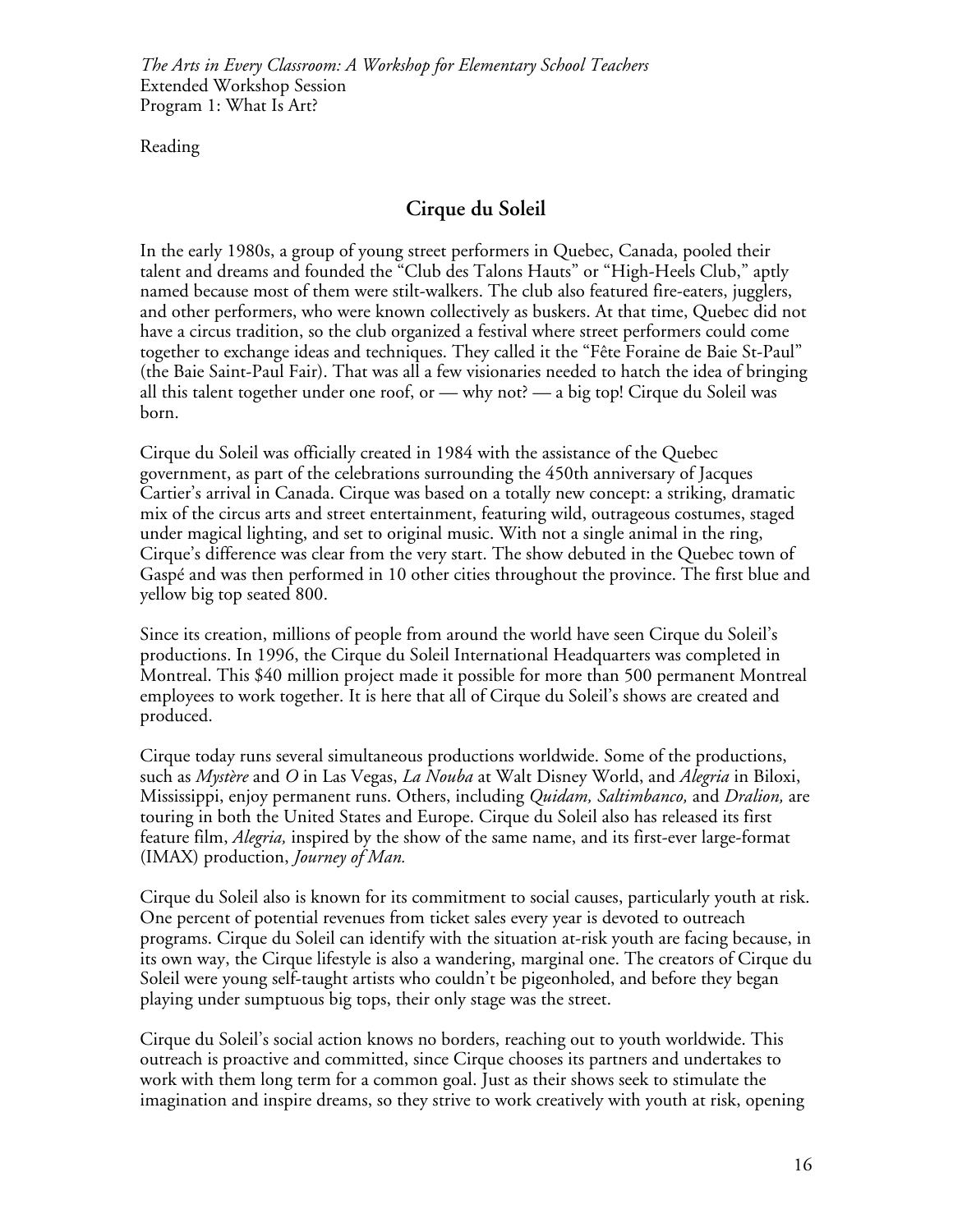Reading

## Cirque du Soleil

In the early 1980s, a group of young street performers in Quebec, Canada, pooled their talent and dreams and founded the "Club des Talons Hauts" or "High-Heels Club," aptly named because most of them were stilt-walkers. The club also featured fire-eaters, jugglers, and other performers, who were known collectively as buskers. At that time, Quebec did not have a circus tradition, so the club organized a festival where street performers could come together to exchange ideas and techniques. They called it the "Fête Foraine de Baie St-Paul" (the Baie Saint-Paul Fair). That was all a few visionaries needed to hatch the idea of bringing all this talent together under one roof, or — why not? — a big top! Cirque du Soleil was born.

Cirque du Soleil was officially created in 1984 with the assistance of the Quebec government, as part of the celebrations surrounding the 450th anniversary of Jacques Cartier's arrival in Canada. Cirque was based on a totally new concept: a striking, dramatic mix of the circus arts and street entertainment, featuring wild, outrageous costumes, staged under magical lighting, and set to original music. With not a single animal in the ring, Cirque's difference was clear from the very start. The show debuted in the Quebec town of Gaspé and was then performed in 10 other cities throughout the province. The first blue and yellow big top seated 800.

Since its creation, millions of people from around the world have seen Cirque du Soleil's productions. In 1996, the Cirque du Soleil International Headquarters was completed in Montreal. This $40 million project made it possible for more than 500 permanent Montreal employees to work together. It is here that all of Cirque du Soleil's shows are created and produced.

Cirque today runs several simultaneous productions worldwide. Some of the productions, such as *Mystère* and *O* in Las Vegas, *La Nouba* at Walt Disney World, and *Alegria* in Biloxi, Mississippi, enjoy permanent runs. Others, including *Quidam, Saltimbanco,* and *Dralion,* are touring in both the United States and Europe. Cirque du Soleil also has released its first feature film, *Alegria,* inspired by the show of the same name, and its first-ever large-format (IMAX) production, *Journey of Man.*

Cirque du Soleil also is known for its commitment to social causes, particularly youth at risk. One percent of potential revenues from ticket sales every year is devoted to outreach programs. Cirque du Soleil can identify with the situation at-risk youth are facing because, in its own way, the Cirque lifestyle is also a wandering, marginal one. The creators of Cirque du Soleil were young self-taught artists who couldn't be pigeonholed, and before they began playing under sumptuous big tops, their only stage was the street.

Cirque du Soleil's social action knows no borders, reaching out to youth worldwide. This outreach is proactive and committed, since Cirque chooses its partners and undertakes to work with them long term for a common goal. Just as their shows seek to stimulate the imagination and inspire dreams, so they strive to work creatively with youth at risk, opening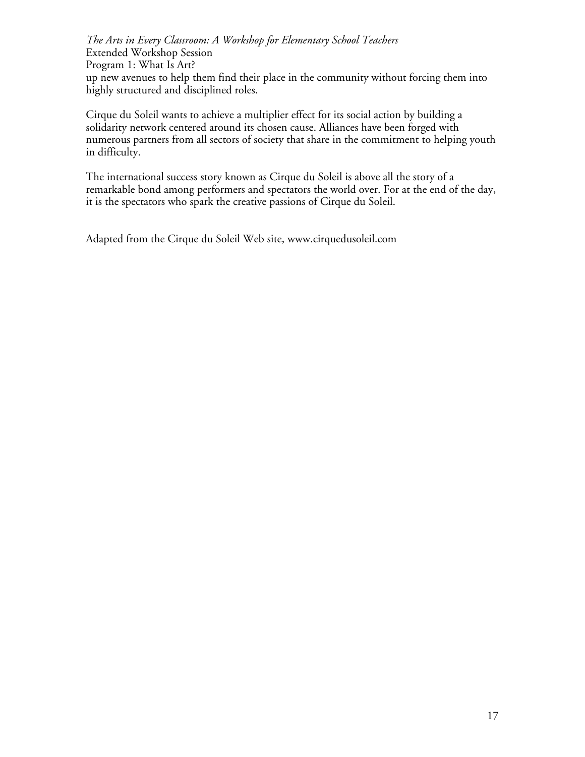up new avenues to help them find their place in the community without forcing them into highly structured and disciplined roles.

Cirque du Soleil wants to achieve a multiplier effect for its social action by building a solidarity network centered around its chosen cause. Alliances have been forged with numerous partners from all sectors of society that share in the commitment to helping youth in difficulty.

The international success story known as Cirque du Soleil is above all the story of a remarkable bond among performers and spectators the world over. For at the end of the day, it is the spectators who spark the creative passions of Cirque du Soleil.

Adapted from the Cirque du Soleil Web site, www.cirquedusoleil.com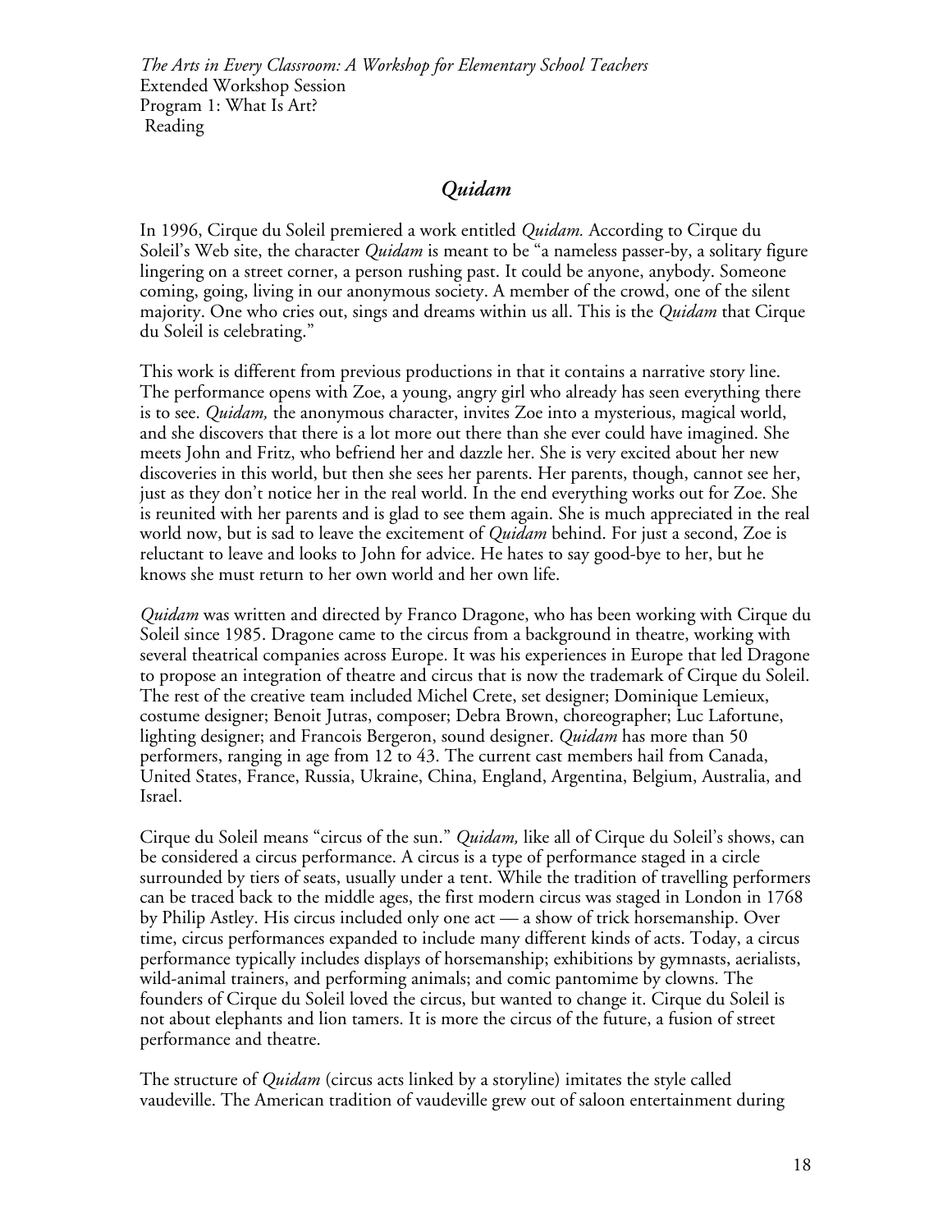## *Quidam*

In 1996, Cirque du Soleil premiered a work entitled *Quidam.* According to Cirque du Soleil's Web site, the character *Quidam* is meant to be "a nameless passer-by, a solitary figure lingering on a street corner, a person rushing past. It could be anyone, anybody. Someone coming, going, living in our anonymous society. A member of the crowd, one of the silent majority. One who cries out, sings and dreams within us all. This is the *Quidam* that Cirque du Soleil is celebrating."

This work is different from previous productions in that it contains a narrative story line. The performance opens with Zoe, a young, angry girl who already has seen everything there is to see. *Quidam,* the anonymous character, invites Zoe into a mysterious, magical world, and she discovers that there is a lot more out there than she ever could have imagined. She meets John and Fritz, who befriend her and dazzle her. She is very excited about her new discoveries in this world, but then she sees her parents. Her parents, though, cannot see her, just as they don't notice her in the real world. In the end everything works out for Zoe. She is reunited with her parents and is glad to see them again. She is much appreciated in the real world now, but is sad to leave the excitement of *Quidam* behind. For just a second, Zoe is reluctant to leave and looks to John for advice. He hates to say good-bye to her, but he knows she must return to her own world and her own life.

*Quidam* was written and directed by Franco Dragone, who has been working with Cirque du Soleil since 1985. Dragone came to the circus from a background in theatre, working with several theatrical companies across Europe. It was his experiences in Europe that led Dragone to propose an integration of theatre and circus that is now the trademark of Cirque du Soleil. The rest of the creative team included Michel Crete, set designer; Dominique Lemieux, costume designer; Benoit Jutras, composer; Debra Brown, choreographer; Luc Lafortune, lighting designer; and Francois Bergeron, sound designer. *Quidam* has more than 50 performers, ranging in age from 12 to 43. The current cast members hail from Canada, United States, France, Russia, Ukraine, China, England, Argentina, Belgium, Australia, and Israel.

Cirque du Soleil means "circus of the sun." *Quidam,* like all of Cirque du Soleil's shows, can be considered a circus performance. A circus is a type of performance staged in a circle surrounded by tiers of seats, usually under a tent. While the tradition of travelling performers can be traced back to the middle ages, the first modern circus was staged in London in 1768 by Philip Astley. His circus included only one act — a show of trick horsemanship. Over time, circus performances expanded to include many different kinds of acts. Today, a circus performance typically includes displays of horsemanship; exhibitions by gymnasts, aerialists, wild-animal trainers, and performing animals; and comic pantomime by clowns. The founders of Cirque du Soleil loved the circus, but wanted to change it. Cirque du Soleil is not about elephants and lion tamers. It is more the circus of the future, a fusion of street performance and theatre.

The structure of *Quidam* (circus acts linked by a storyline) imitates the style called vaudeville. The American tradition of vaudeville grew out of saloon entertainment during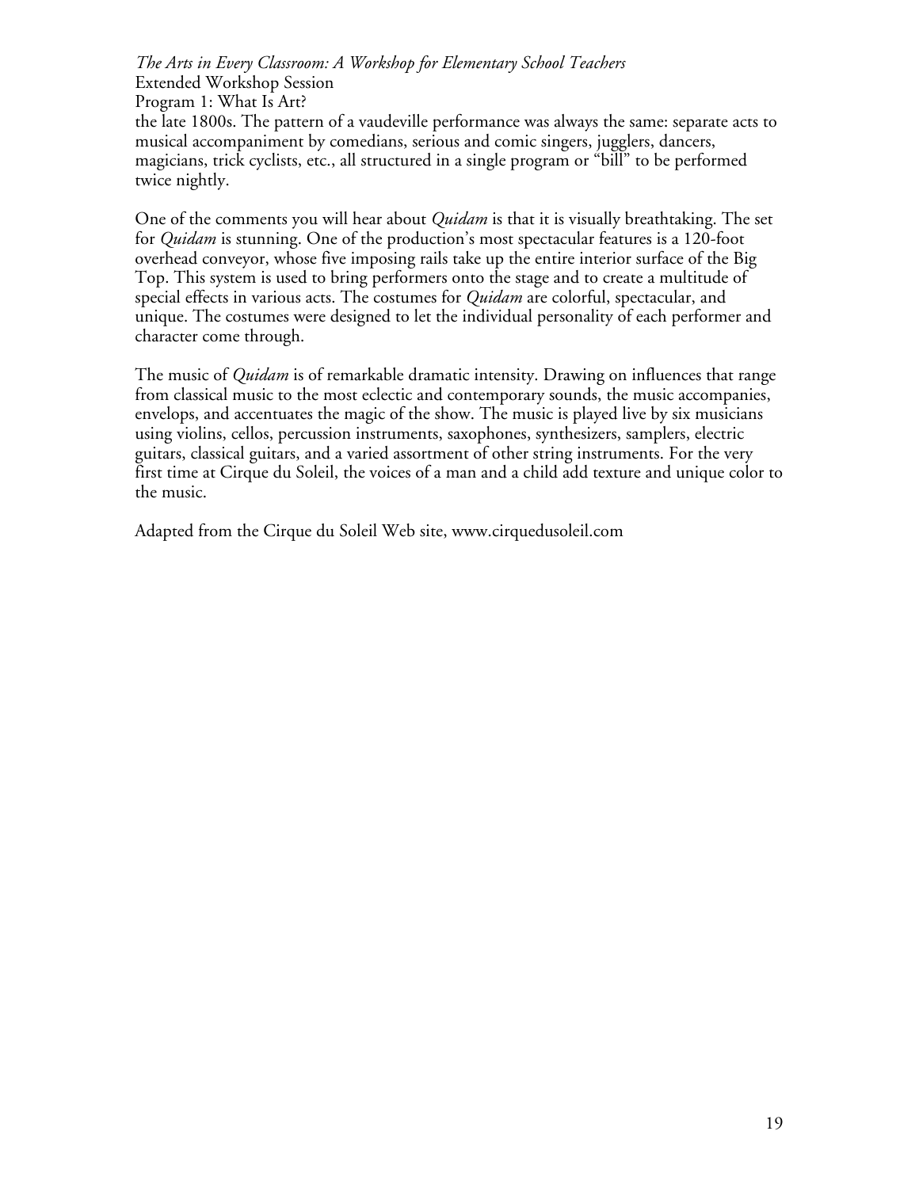the late 1800s. The pattern of a vaudeville performance was always the same: separate acts to musical accompaniment by comedians, serious and comic singers, jugglers, dancers, magicians, trick cyclists, etc., all structured in a single program or "bill" to be performed twice nightly.

One of the comments you will hear about *Quidam* is that it is visually breathtaking. The set for *Quidam* is stunning. One of the production's most spectacular features is a 120-foot overhead conveyor, whose five imposing rails take up the entire interior surface of the Big Top. This system is used to bring performers onto the stage and to create a multitude of special effects in various acts. The costumes for *Quidam* are colorful, spectacular, and unique. The costumes were designed to let the individual personality of each performer and character come through.

The music of *Quidam* is of remarkable dramatic intensity. Drawing on influences that range from classical music to the most eclectic and contemporary sounds, the music accompanies, envelops, and accentuates the magic of the show. The music is played live by six musicians using violins, cellos, percussion instruments, saxophones, synthesizers, samplers, electric guitars, classical guitars, and a varied assortment of other string instruments. For the very first time at Cirque du Soleil, the voices of a man and a child add texture and unique color to the music.

Adapted from the Cirque du Soleil Web site, www.cirquedusoleil.com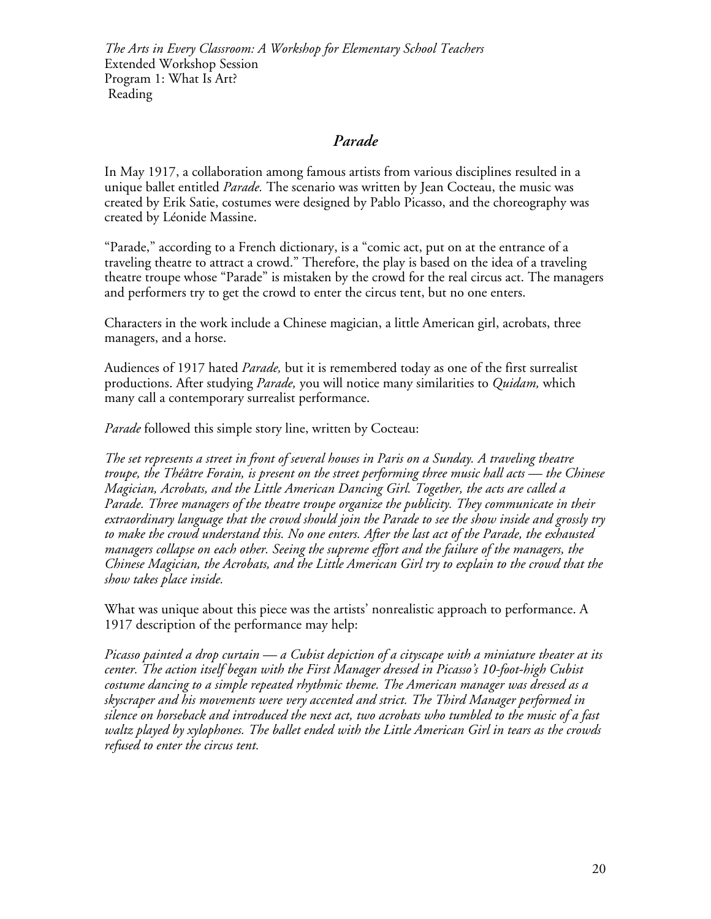# *Parade*

In May 1917, a collaboration among famous artists from various disciplines resulted in a unique ballet entitled *Parade.* The scenario was written by Jean Cocteau, the music was created by Erik Satie, costumes were designed by Pablo Picasso, and the choreography was created by Léonide Massine.

"Parade," according to a French dictionary, is a "comic act, put on at the entrance of a traveling theatre to attract a crowd." Therefore, the play is based on the idea of a traveling theatre troupe whose "Parade" is mistaken by the crowd for the real circus act. The managers and performers try to get the crowd to enter the circus tent, but no one enters.

Characters in the work include a Chinese magician, a little American girl, acrobats, three managers, and a horse.

Audiences of 1917 hated *Parade,* but it is remembered today as one of the first surrealist productions. After studying *Parade,* you will notice many similarities to *Quidam,* which many call a contemporary surrealist performance.

*Parade* followed this simple story line, written by Cocteau:

*The set represents a street in front of several houses in Paris on a Sunday. A traveling theatre troupe, the Théâtre Forain, is present on the street performing three music hall acts — the Chinese Magician, Acrobats, and the Little American Dancing Girl. Together, the acts are called a Parade. Three managers of the theatre troupe organize the publicity. They communicate in their extraordinary language that the crowd should join the Parade to see the show inside and grossly try to make the crowd understand this. No one enters. After the last act of the Parade, the exhausted managers collapse on each other. Seeing the supreme effort and the failure of the managers, the Chinese Magician, the Acrobats, and the Little American Girl try to explain to the crowd that the show takes place inside.*

What was unique about this piece was the artists' nonrealistic approach to performance. A 1917 description of the performance may help:

*Picasso painted a drop curtain — a Cubist depiction of a cityscape with a miniature theater at its center. The action itself began with the First Manager dressed in Picasso's 10-foot-high Cubist costume dancing to a simple repeated rhythmic theme. The American manager was dressed as a skyscraper and his movements were very accented and strict. The Third Manager performed in silence on horseback and introduced the next act, two acrobats who tumbled to the music of a fast waltz played by xylophones. The ballet ended with the Little American Girl in tears as the crowds refused to enter the circus tent.*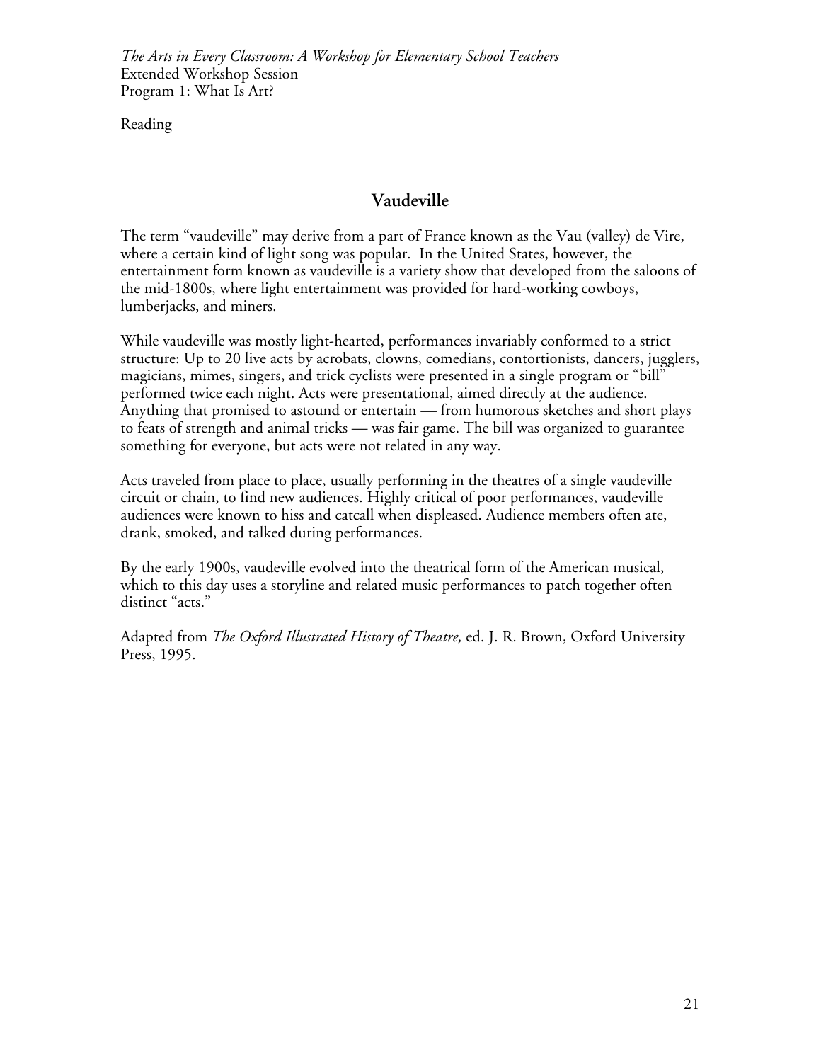*The Arts in Every Classroom: A Workshop for Elementary School Teachers*
Extended Workshop Session
Program 1: What Is Art?

Reading

## Vaudeville

The term "vaudeville" may derive from a part of France known as the Vau (valley) de Vire, where a certain kind of light song was popular. In the United States, however, the entertainment form known as vaudeville is a variety show that developed from the saloons of the mid-1800s, where light entertainment was provided for hard-working cowboys, lumberjacks, and miners.

While vaudeville was mostly light-hearted, performances invariably conformed to a strict structure: Up to 20 live acts by acrobats, clowns, comedians, contortionists, dancers, jugglers, magicians, mimes, singers, and trick cyclists were presented in a single program or "bill" performed twice each night. Acts were presentational, aimed directly at the audience. Anything that promised to astound or entertain — from humorous sketches and short plays to feats of strength and animal tricks — was fair game. The bill was organized to guarantee something for everyone, but acts were not related in any way.

Acts traveled from place to place, usually performing in the theatres of a single vaudeville circuit or chain, to find new audiences. Highly critical of poor performances, vaudeville audiences were known to hiss and catcall when displeased. Audience members often ate, drank, smoked, and talked during performances.

By the early 1900s, vaudeville evolved into the theatrical form of the American musical, which to this day uses a storyline and related music performances to patch together often distinct "acts."

Adapted from *The Oxford Illustrated History of Theatre,* ed. J. R. Brown, Oxford University Press, 1995.